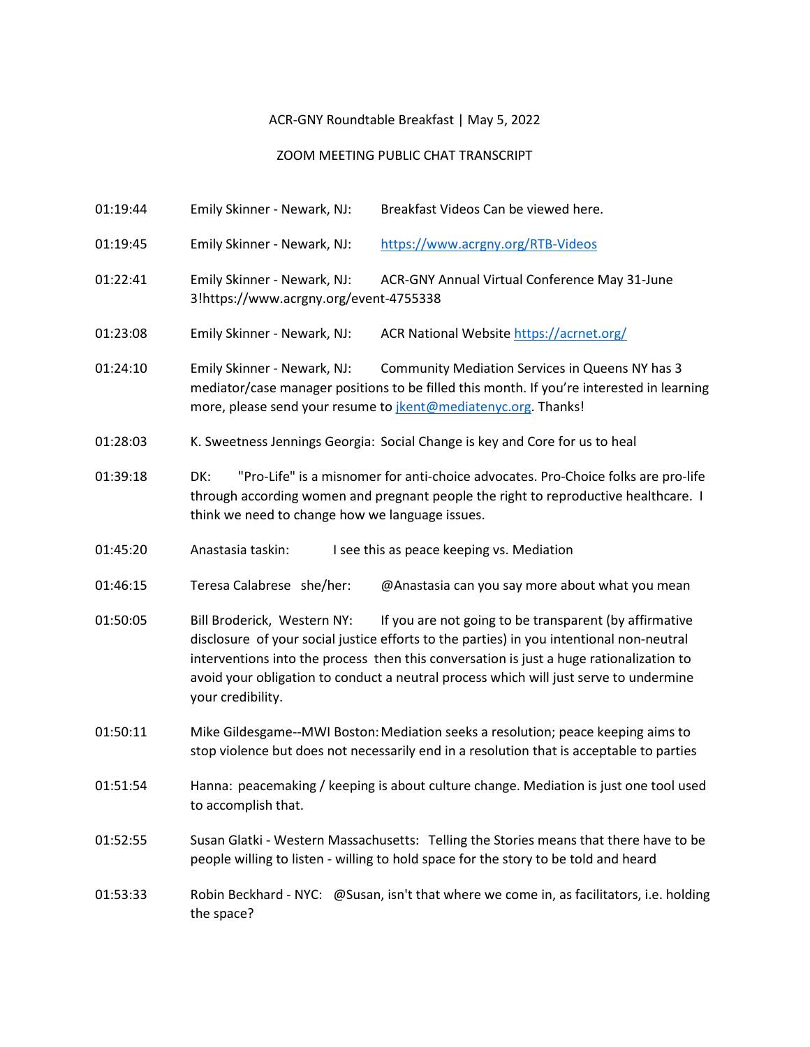ACR-GNY Roundtable Breakfast | May 5, 2022

ZOOM MEETING PUBLIC CHAT TRANSCRIPT

01:19:44 Emily Skinner - Newark, NJ: Breakfast Videos Can be viewed here.

01:19:45 Emily Skinner - Newark, NJ: https://www.acrgny.org/RTB-Videos

01:22:41 Emily Skinner - Newark, NJ: ACR-GNY Annual Virtual Conference May 31-June 3!https://www.acrgny.org/event-4755338

01:23:08 Emily Skinner - Newark, NJ: ACR National Website https://acrnet.org/

01:24:10 Emily Skinner - Newark, NJ: Community Mediation Services in Queens NY has 3 mediator/case manager positions to be filled this month. If you're interested in learning more, please send your resume to jkent@mediatenyc.org. Thanks!

01:28:03 K. Sweetness Jennings Georgia: Social Change is key and Core for us to heal

01:39:18 DK: "Pro-Life" is a misnomer for anti-choice advocates. Pro-Choice folks are pro-life through according women and pregnant people the right to reproductive healthcare. I think we need to change how we language issues.

01:45:20 Anastasia taskin: I see this as peace keeping vs. Mediation

01:46:15 Teresa Calabrese she/her: @Anastasia can you say more about what you mean

01:50:05 Bill Broderick, Western NY: If you are not going to be transparent (by affirmative disclosure of your social justice efforts to the parties) in you intentional non-neutral interventions into the process then this conversation is just a huge rationalization to avoid your obligation to conduct a neutral process which will just serve to undermine your credibility.

01:50:11 Mike Gildesgame--MWI Boston: Mediation seeks a resolution; peace keeping aims to stop violence but does not necessarily end in a resolution that is acceptable to parties

01:51:54 Hanna: peacemaking / keeping is about culture change. Mediation is just one tool used to accomplish that.

01:52:55 Susan Glatki - Western Massachusetts: Telling the Stories means that there have to be people willing to listen - willing to hold space for the story to be told and heard

01:53:33 Robin Beckhard - NYC: @Susan, isn't that where we come in, as facilitators, i.e. holding the space?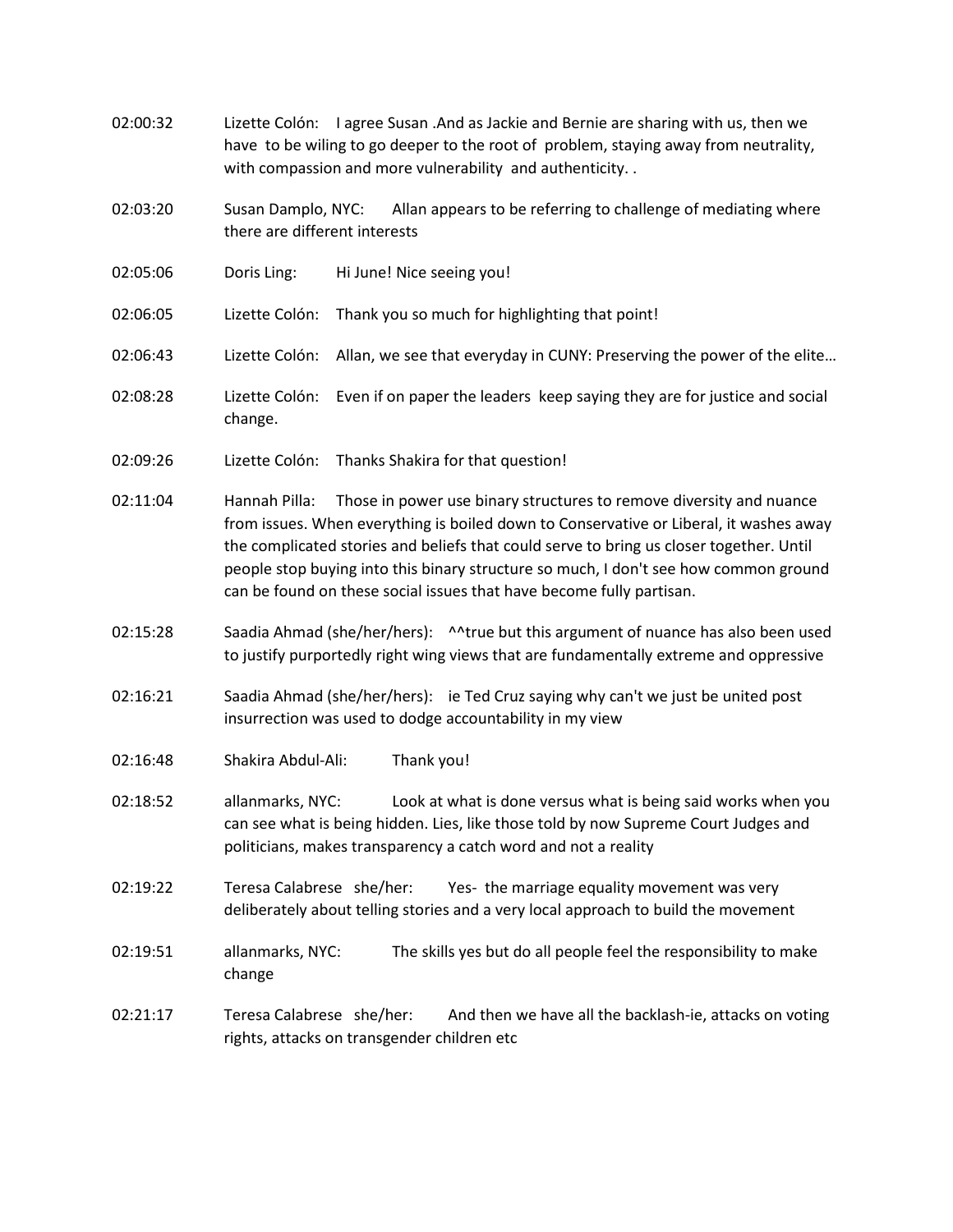02:00:32 Lizette Colón: I agree Susan .And as Jackie and Bernie are sharing with us, then we have to be wiling to go deeper to the root of problem, staying away from neutrality, with compassion and more vulnerability and authenticity. .

02:03:20 Susan Damplo, NYC: Allan appears to be referring to challenge of mediating where there are different interests

02:05:06 Doris Ling: Hi June! Nice seeing you!

02:06:05 Lizette Colón: Thank you so much for highlighting that point!

02:06:43 Lizette Colón: Allan, we see that everyday in CUNY: Preserving the power of the elite…

02:08:28 Lizette Colón: Even if on paper the leaders keep saying they are for justice and social change.

02:09:26 Lizette Colón: Thanks Shakira for that question!

02:11:04 Hannah Pilla: Those in power use binary structures to remove diversity and nuance from issues. When everything is boiled down to Conservative or Liberal, it washes away the complicated stories and beliefs that could serve to bring us closer together. Until people stop buying into this binary structure so much, I don't see how common ground can be found on these social issues that have become fully partisan.

02:15:28 Saadia Ahmad (she/her/hers): ^^true but this argument of nuance has also been used to justify purportedly right wing views that are fundamentally extreme and oppressive

02:16:21 Saadia Ahmad (she/her/hers): ie Ted Cruz saying why can't we just be united post insurrection was used to dodge accountability in my view

02:16:48 Shakira Abdul-Ali: Thank you!

02:18:52 allanmarks, NYC: Look at what is done versus what is being said works when you can see what is being hidden. Lies, like those told by now Supreme Court Judges and politicians, makes transparency a catch word and not a reality

02:19:22 Teresa Calabrese she/her: Yes- the marriage equality movement was very deliberately about telling stories and a very local approach to build the movement

02:19:51 allanmarks, NYC: The skills yes but do all people feel the responsibility to make change

02:21:17 Teresa Calabrese she/her: And then we have all the backlash-ie, attacks on voting rights, attacks on transgender children etc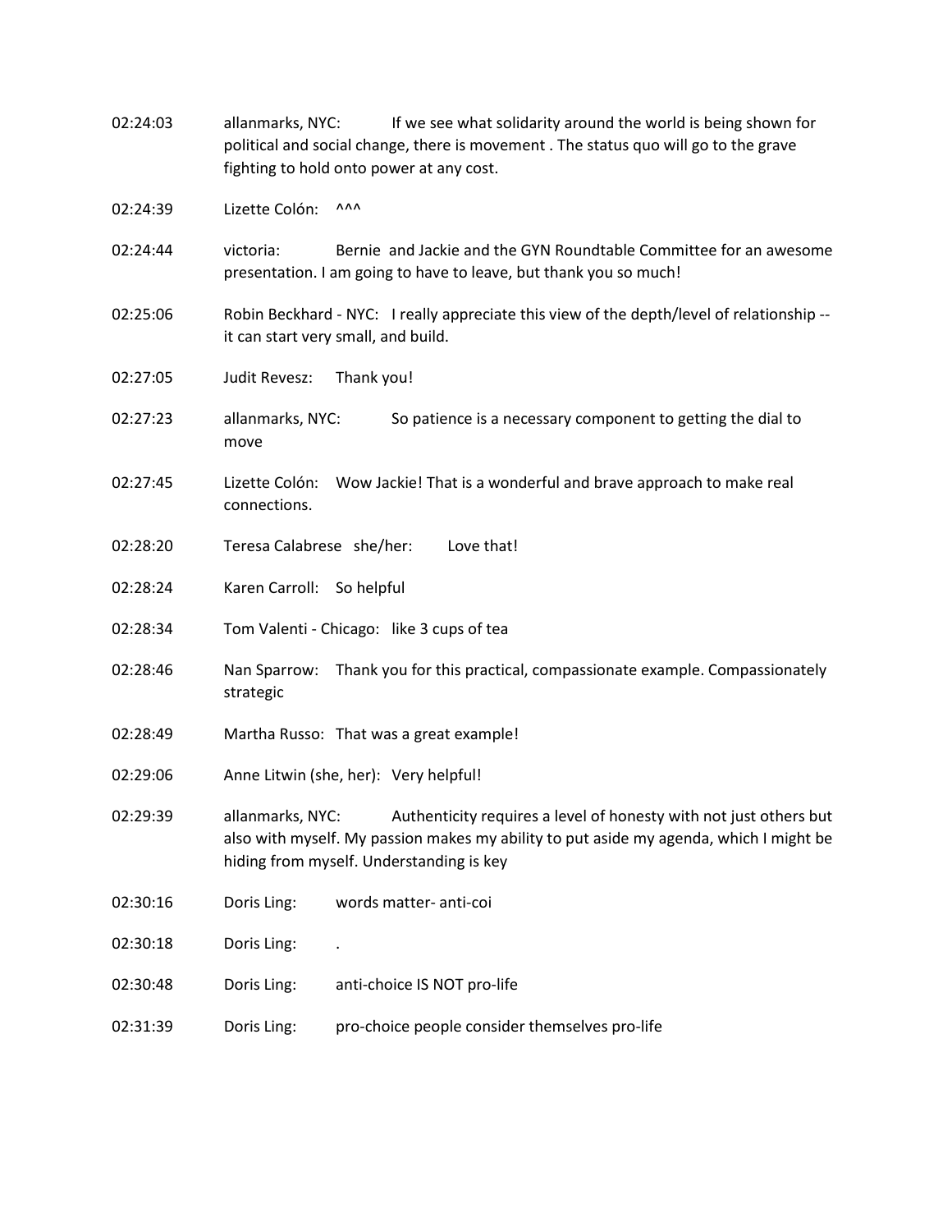02:24:03 allanmarks, NYC: If we see what solidarity around the world is being shown for political and social change, there is movement . The status quo will go to the grave fighting to hold onto power at any cost.

02:24:39 Lizette Colón: ^^^

02:24:44 victoria: Bernie and Jackie and the GYN Roundtable Committee for an awesome presentation. I am going to have to leave, but thank you so much!

02:25:06 Robin Beckhard - NYC: I really appreciate this view of the depth/level of relationship -- it can start very small, and build.

02:27:05 Judit Revesz: Thank you!

02:27:23 allanmarks, NYC: So patience is a necessary component to getting the dial to move

02:27:45 Lizette Colón: Wow Jackie! That is a wonderful and brave approach to make real connections.

02:28:20 Teresa Calabrese she/her: Love that!

02:28:24 Karen Carroll: So helpful

02:28:34 Tom Valenti - Chicago: like 3 cups of tea

02:28:46 Nan Sparrow: Thank you for this practical, compassionate example. Compassionately strategic

02:28:49 Martha Russo: That was a great example!

02:29:06 Anne Litwin (she, her): Very helpful!

02:29:39 allanmarks, NYC: Authenticity requires a level of honesty with not just others but also with myself. My passion makes my ability to put aside my agenda, which I might be hiding from myself. Understanding is key

02:30:16 Doris Ling: words matter- anti-coi

02:30:18 Doris Ling: .

02:30:48 Doris Ling: anti-choice IS NOT pro-life

02:31:39 Doris Ling: pro-choice people consider themselves pro-life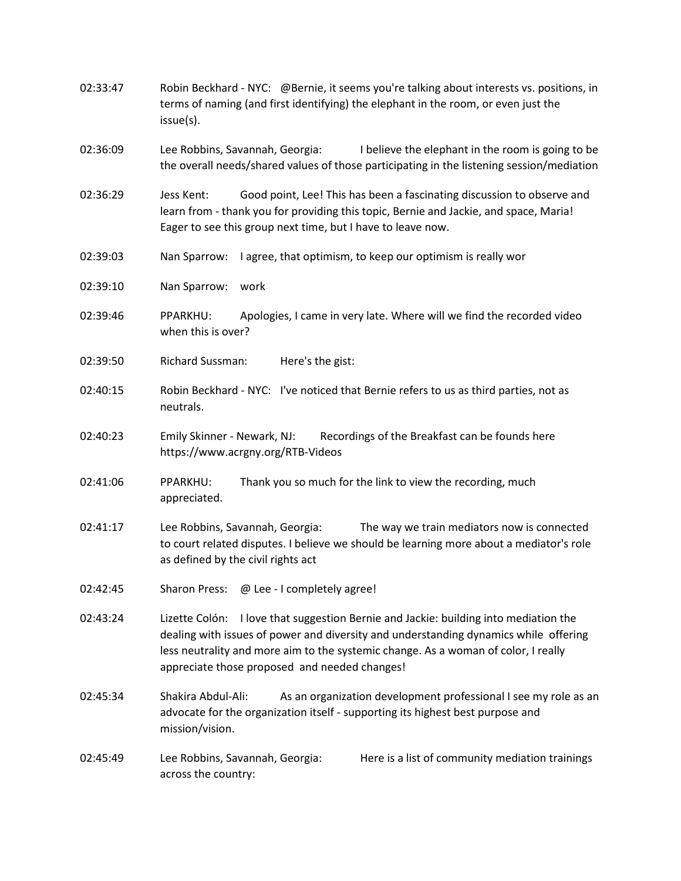02:33:47 Robin Beckhard - NYC: @Bernie, it seems you're talking about interests vs. positions, in terms of naming (and first identifying) the elephant in the room, or even just the issue(s).

02:36:09 Lee Robbins, Savannah, Georgia: I believe the elephant in the room is going to be the overall needs/shared values of those participating in the listening session/mediation

02:36:29 Jess Kent: Good point, Lee! This has been a fascinating discussion to observe and learn from - thank you for providing this topic, Bernie and Jackie, and space, Maria! Eager to see this group next time, but I have to leave now.

02:39:03 Nan Sparrow: I agree, that optimism, to keep our optimism is really wor

02:39:10 Nan Sparrow: work

02:39:46 PPARKHU: Apologies, I came in very late. Where will we find the recorded video when this is over?

02:39:50 Richard Sussman: Here's the gist:

02:40:15 Robin Beckhard - NYC: I've noticed that Bernie refers to us as third parties, not as neutrals.

02:40:23 Emily Skinner - Newark, NJ: Recordings of the Breakfast can be founds here https://www.acrgny.org/RTB-Videos

02:41:06 PPARKHU: Thank you so much for the link to view the recording, much appreciated.

02:41:17 Lee Robbins, Savannah, Georgia: The way we train mediators now is connected to court related disputes. I believe we should be learning more about a mediator's role as defined by the civil rights act

02:42:45 Sharon Press: @ Lee - I completely agree!

02:43:24 Lizette Colón: I love that suggestion Bernie and Jackie: building into mediation the dealing with issues of power and diversity and understanding dynamics while offering less neutrality and more aim to the systemic change. As a woman of color, I really appreciate those proposed and needed changes!

02:45:34 Shakira Abdul-Ali: As an organization development professional I see my role as an advocate for the organization itself - supporting its highest best purpose and mission/vision.

02:45:49 Lee Robbins, Savannah, Georgia: Here is a list of community mediation trainings across the country: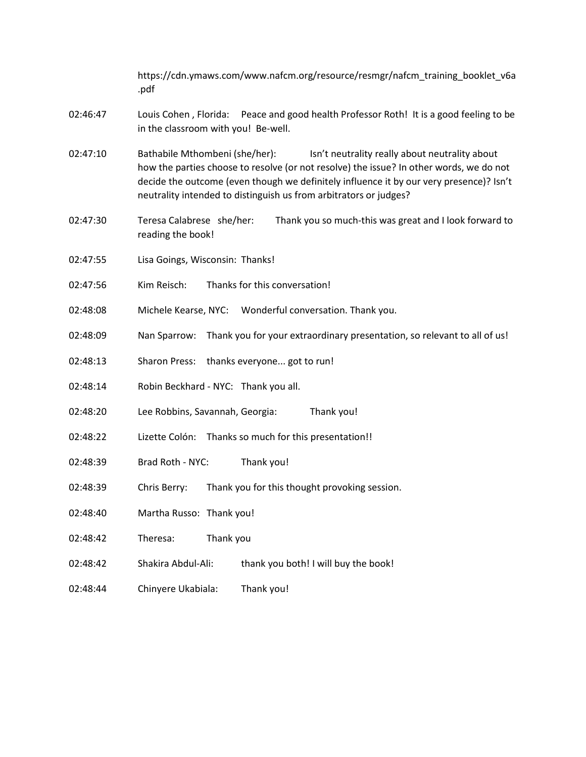https://cdn.ymaws.com/www.nafcm.org/resource/resmgr/nafcm_training_booklet_v6a.pdf

02:46:47 Louis Cohen , Florida: Peace and good health Professor Roth! It is a good feeling to be in the classroom with you! Be-well.

02:47:10 Bathabile Mthombeni (she/her): Isn't neutrality really about neutrality about how the parties choose to resolve (or not resolve) the issue? In other words, we do not decide the outcome (even though we definitely influence it by our very presence)? Isn't neutrality intended to distinguish us from arbitrators or judges?

02:47:30 Teresa Calabrese she/her: Thank you so much-this was great and I look forward to reading the book!

02:47:55 Lisa Goings, Wisconsin: Thanks!

02:47:56 Kim Reisch: Thanks for this conversation!

02:48:08 Michele Kearse, NYC: Wonderful conversation. Thank you.

02:48:09 Nan Sparrow: Thank you for your extraordinary presentation, so relevant to all of us!

02:48:13 Sharon Press: thanks everyone... got to run!

02:48:14 Robin Beckhard - NYC: Thank you all.

02:48:20 Lee Robbins, Savannah, Georgia: Thank you!

02:48:22 Lizette Colón: Thanks so much for this presentation!!

02:48:39 Brad Roth - NYC: Thank you!

02:48:39 Chris Berry: Thank you for this thought provoking session.

02:48:40 Martha Russo: Thank you!

02:48:42 Theresa: Thank you

02:48:42 Shakira Abdul-Ali: thank you both! I will buy the book!

02:48:44 Chinyere Ukabiala: Thank you!